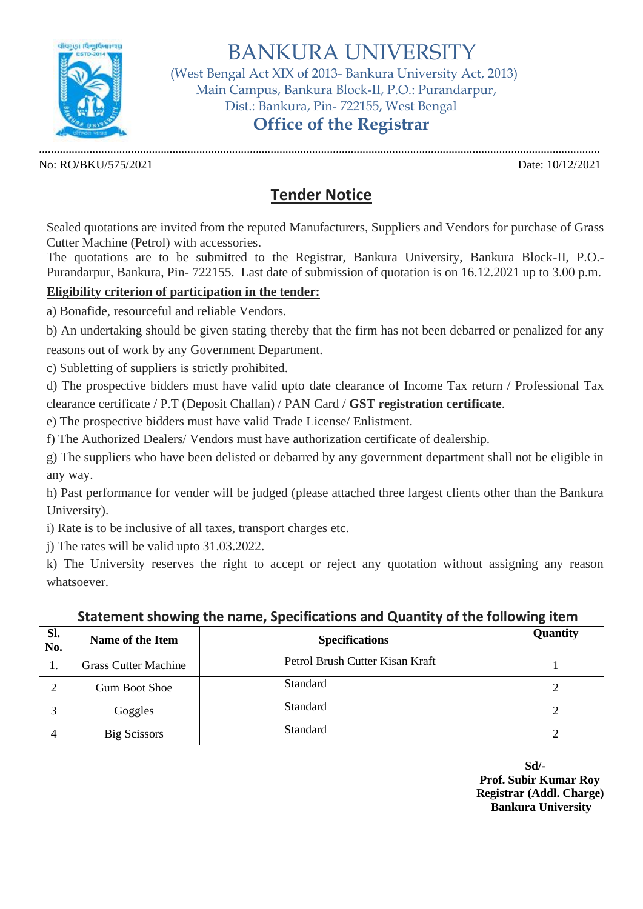# BANKURA UNIVERSITY

(West Bengal Act XIX of 2013- Bankura University Act, 2013)
Main Campus, Bankura Block-II, P.O.: Purandarpur,
Dist.: Bankura, Pin- 722155, West Bengal

## Office of the Registrar

No: RO/BKU/575/2021 Date: 10/12/2021

## Tender Notice

Sealed quotations are invited from the reputed Manufacturers, Suppliers and Vendors for purchase of Grass Cutter Machine (Petrol) with accessories.
The quotations are to be submitted to the Registrar, Bankura University, Bankura Block-II, P.O.- Purandarpur, Bankura, Pin- 722155. Last date of submission of quotation is on 16.12.2021 up to 3.00 p.m.

**Eligibility criterion of participation in the tender:**

a) Bonafide, resourceful and reliable Vendors.

b) An undertaking should be given stating thereby that the firm has not been debarred or penalized for any reasons out of work by any Government Department.

c) Subletting of suppliers is strictly prohibited.

d) The prospective bidders must have valid upto date clearance of Income Tax return / Professional Tax clearance certificate / P.T (Deposit Challan) / PAN Card / **GST registration certificate**.

e) The prospective bidders must have valid Trade License/ Enlistment.

f) The Authorized Dealers/ Vendors must have authorization certificate of dealership.

g) The suppliers who have been delisted or debarred by any government department shall not be eligible in any way.

h) Past performance for vender will be judged (please attached three largest clients other than the Bankura University).

i) Rate is to be inclusive of all taxes, transport charges etc.

j) The rates will be valid upto 31.03.2022.

k) The University reserves the right to accept or reject any quotation without assigning any reason whatsoever.

**Statement showing the name, Specifications and Quantity of the following item**

| Sl. No. | Name of the Item | Specifications | Quantity |
|---|---|---|---|
| 1. | Grass Cutter Machine | Petrol Brush Cutter Kisan Kraft | 1 |
| 2 | Gum Boot Shoe | Standard | 2 |
| 3 | Goggles | Standard | 2 |
| 4 | Big Scissors | Standard | 2 |

**Sd/-**
**Prof. Subir Kumar Roy**
**Registrar (Addl. Charge)**
**Bankura University**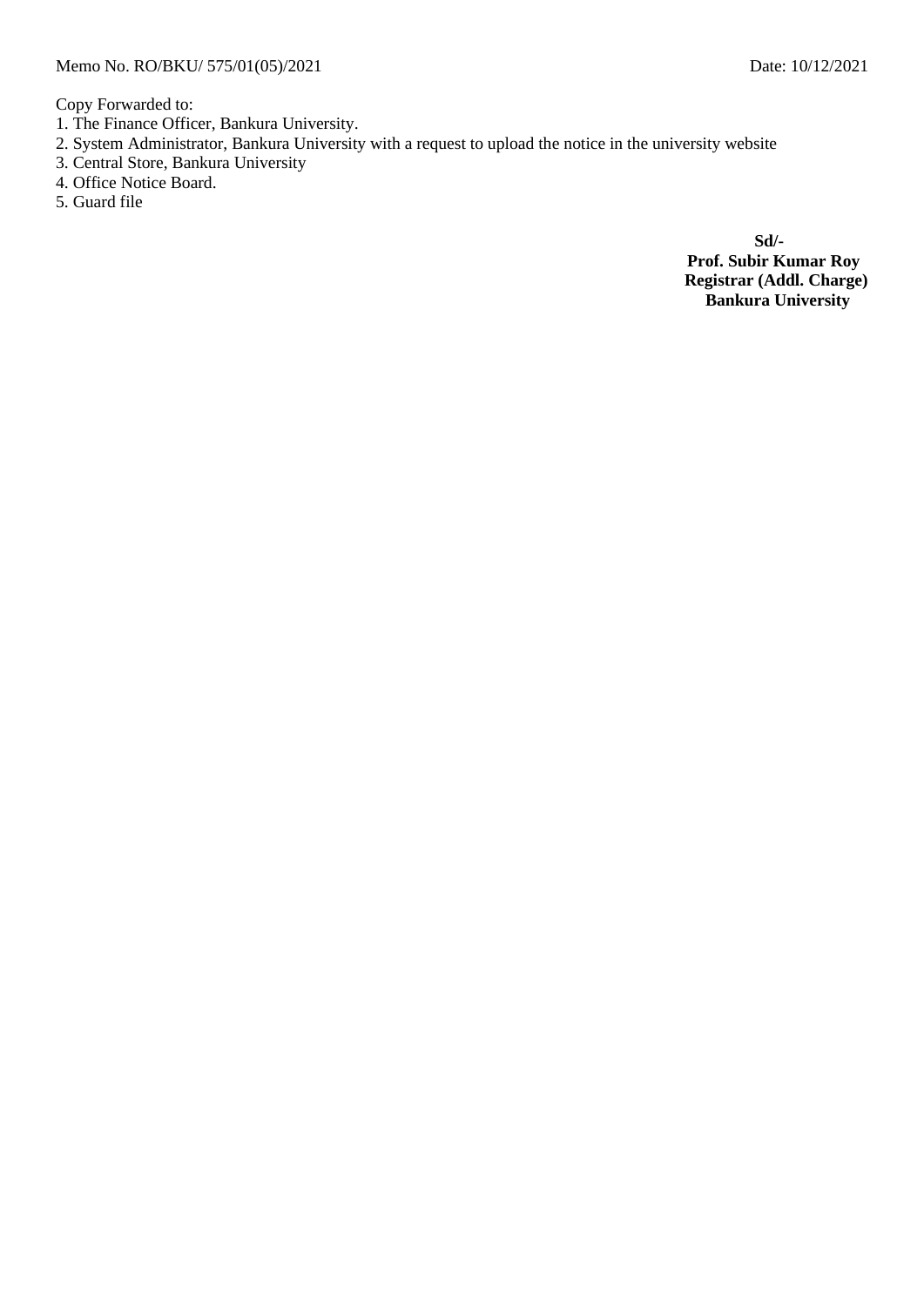Memo No. RO/BKU/ 575/01(05)/2021 Date: 10/12/2021

Copy Forwarded to:

1. The Finance Officer, Bankura University.
2. System Administrator, Bankura University with a request to upload the notice in the university website
3. Central Store, Bankura University
4. Office Notice Board.
5. Guard file

**Sd/-**
**Prof. Subir Kumar Roy**
**Registrar (Addl. Charge)**
**Bankura University**